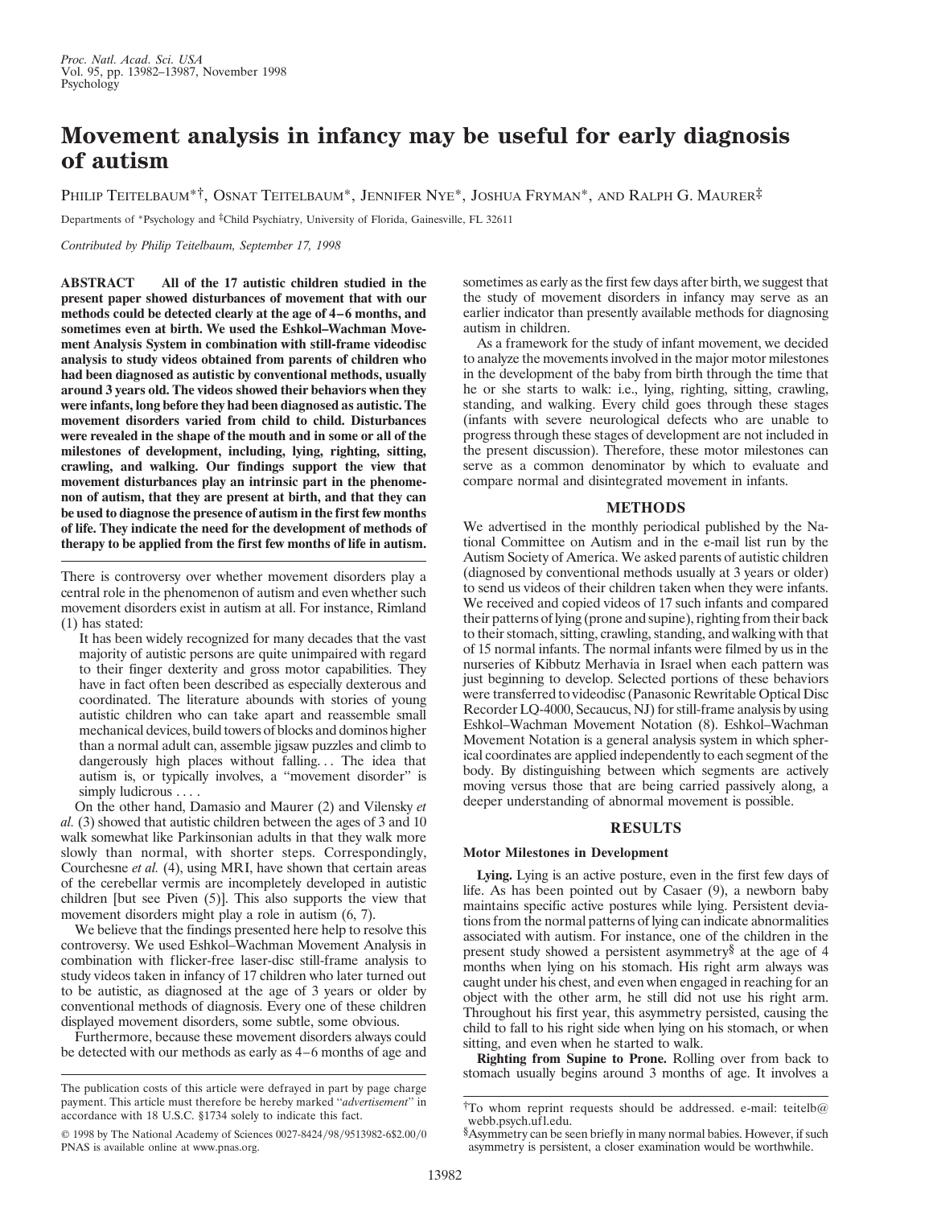# Movement analysis in infancy may be useful for early diagnosis of autism

Philip Teitelbaum[*†], Osnat Teitelbaum[*], Jennifer Nye[*], Joshua Fryman[*], and Ralph G. Maurer[‡]

Departments of [*]Psychology and [‡]Child Psychiatry, University of Florida, Gainesville, FL 32611

*Contributed by Philip Teitelbaum, September 17, 1998*

**ABSTRACT All of the 17 autistic children studied in the present paper showed disturbances of movement that with our methods could be detected clearly at the age of 4–6 months, and sometimes even at birth. We used the Eshkol–Wachman Movement Analysis System in combination with still-frame videodisc analysis to study videos obtained from parents of children who had been diagnosed as autistic by conventional methods, usually around 3 years old. The videos showed their behaviors when they were infants, long before they had been diagnosed as autistic. The movement disorders varied from child to child. Disturbances were revealed in the shape of the mouth and in some or all of the milestones of development, including, lying, righting, sitting, crawling, and walking. Our findings support the view that movement disturbances play an intrinsic part in the phenomenon of autism, that they are present at birth, and that they can be used to diagnose the presence of autism in the first few months of life. They indicate the need for the development of methods of therapy to be applied from the first few months of life in autism.**

There is controversy over whether movement disorders play a central role in the phenomenon of autism and even whether such movement disorders exist in autism at all. For instance, Rimland (1) has stated:

> It has been widely recognized for many decades that the vast majority of autistic persons are quite unimpaired with regard to their finger dexterity and gross motor capabilities. They have in fact often been described as especially dexterous and coordinated. The literature abounds with stories of young autistic children who can take apart and reassemble small mechanical devices, build towers of blocks and dominos higher than a normal adult can, assemble jigsaw puzzles and climb to dangerously high places without falling... The idea that autism is, or typically involves, a "movement disorder" is simply ludicrous . . . .

On the other hand, Damasio and Maurer (2) and Vilensky *et al.* (3) showed that autistic children between the ages of 3 and 10 walk somewhat like Parkinsonian adults in that they walk more slowly than normal, with shorter steps. Correspondingly, Courchesne *et al.* (4), using MRI, have shown that certain areas of the cerebellar vermis are incompletely developed in autistic children [but see Piven (5)]. This also supports the view that movement disorders might play a role in autism (6, 7).

We believe that the findings presented here help to resolve this controversy. We used Eshkol–Wachman Movement Analysis in combination with flicker-free laser-disc still-frame analysis to study videos taken in infancy of 17 children who later turned out to be autistic, as diagnosed at the age of 3 years or older by conventional methods of diagnosis. Every one of these children displayed movement disorders, some subtle, some obvious.

Furthermore, because these movement disorders always could be detected with our methods as early as 4–6 months of age and sometimes as early as the first few days after birth, we suggest that the study of movement disorders in infancy may serve as an earlier indicator than presently available methods for diagnosing autism in children.

As a framework for the study of infant movement, we decided to analyze the movements involved in the major motor milestones in the development of the baby from birth through the time that he or she starts to walk: i.e., lying, righting, sitting, crawling, standing, and walking. Every child goes through these stages (infants with severe neurological defects who are unable to progress through these stages of development are not included in the present discussion). Therefore, these motor milestones can serve as a common denominator by which to evaluate and compare normal and disintegrated movement in infants.

## METHODS

We advertised in the monthly periodical published by the National Committee on Autism and in the e-mail list run by the Autism Society of America. We asked parents of autistic children (diagnosed by conventional methods usually at 3 years or older) to send us videos of their children taken when they were infants. We received and copied videos of 17 such infants and compared their patterns of lying (prone and supine), righting from their back to their stomach, sitting, crawling, standing, and walking with that of 15 normal infants. The normal infants were filmed by us in the nurseries of Kibbutz Merhavia in Israel when each pattern was just beginning to develop. Selected portions of these behaviors were transferred to videodisc (Panasonic Rewritable Optical Disc Recorder LQ-4000, Secaucus, NJ) for still-frame analysis by using Eshkol–Wachman Movement Notation (8). Eshkol–Wachman Movement Notation is a general analysis system in which spherical coordinates are applied independently to each segment of the body. By distinguishing between which segments are actively moving versus those that are being carried passively along, a deeper understanding of abnormal movement is possible.

## RESULTS

### Motor Milestones in Development

**Lying.** Lying is an active posture, even in the first few days of life. As has been pointed out by Casaer (9), a newborn baby maintains specific active postures while lying. Persistent deviations from the normal patterns of lying can indicate abnormalities associated with autism. For instance, one of the children in the present study showed a persistent asymmetry[§] at the age of 4 months when lying on his stomach. His right arm always was caught under his chest, and even when engaged in reaching for an object with the other arm, he still did not use his right arm. Throughout his first year, this asymmetry persisted, causing the child to fall to his right side when lying on his stomach, or when sitting, and even when he started to walk.

**Righting from Supine to Prone.** Rolling over from back to stomach usually begins around 3 months of age. It involves a

---

The publication costs of this article were defrayed in part by page charge payment. This article must therefore be hereby marked "*advertisement*" in accordance with 18 U.S.C. §1734 solely to indicate this fact.

© 1998 by The National Academy of Sciences 0027-8424/98/9513982-6$2.00/0
PNAS is available online at www.pnas.org.

[†]To whom reprint requests should be addressed. e-mail: teitelb@webb.psych.ufl.edu.

[§]Asymmetry can be seen briefly in many normal babies. However, if such asymmetry is persistent, a closer examination would be worthwhile.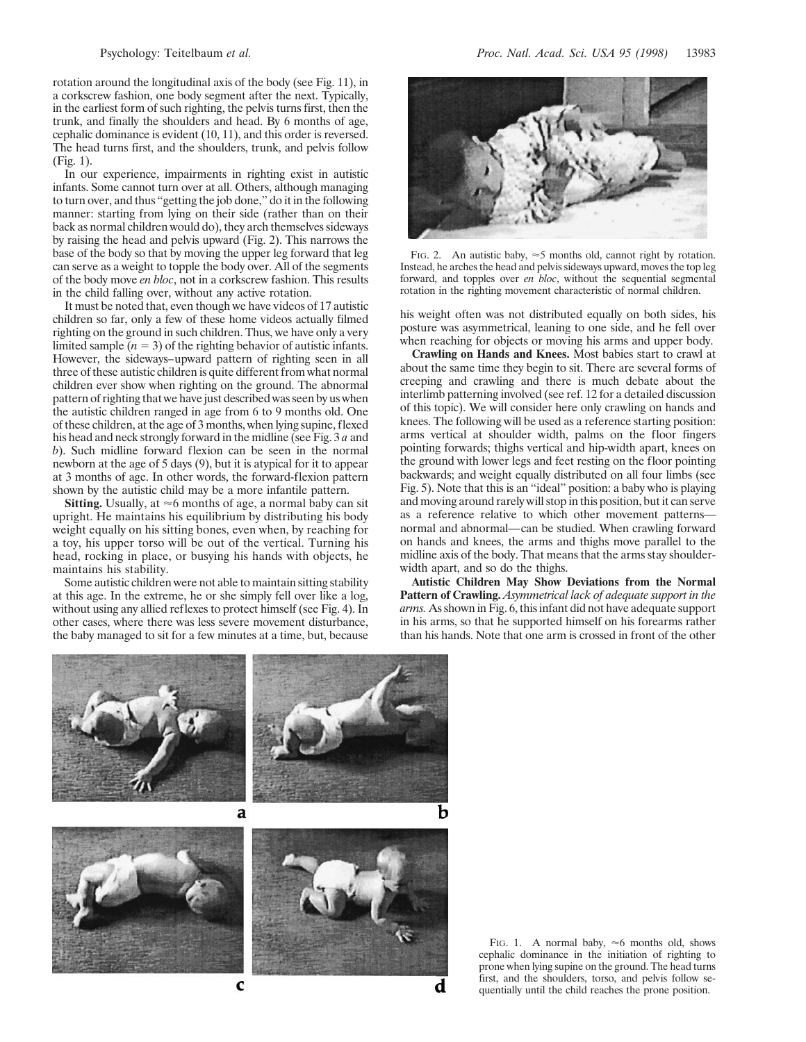rotation around the longitudinal axis of the body (see Fig. 11), in a corkscrew fashion, one body segment after the next. Typically, in the earliest form of such righting, the pelvis turns first, then the trunk, and finally the shoulders and head. By 6 months of age, cephalic dominance is evident (10, 11), and this order is reversed. The head turns first, and the shoulders, trunk, and pelvis follow (Fig. 1).

In our experience, impairments in righting exist in autistic infants. Some cannot turn over at all. Others, although managing to turn over, and thus "getting the job done," do it in the following manner: starting from lying on their side (rather than on their back as normal children would do), they arch themselves sideways by raising the head and pelvis upward (Fig. 2). This narrows the base of the body so that by moving the upper leg forward that leg can serve as a weight to topple the body over. All of the segments of the body move *en bloc*, not in a corkscrew fashion. This results in the child falling over, without any active rotation.

It must be noted that, even though we have videos of 17 autistic children so far, only a few of these home videos actually filmed righting on the ground in such children. Thus, we have only a very limited sample ($n = 3$) of the righting behavior of autistic infants. However, the sideways–upward pattern of righting seen in all three of these autistic children is quite different from what normal children ever show when righting on the ground. The abnormal pattern of righting that we have just described was seen by us when the autistic children ranged in age from 6 to 9 months old. One of these children, at the age of 3 months, when lying supine, flexed his head and neck strongly forward in the midline (see Fig. 3 *a* and *b*). Such midline forward flexion can be seen in the normal newborn at the age of 5 days (9), but it is atypical for it to appear at 3 months of age. In other words, the forward-flexion pattern shown by the autistic child may be a more infantile pattern.

**Sitting.** Usually, at ≈6 months of age, a normal baby can sit upright. He maintains his equilibrium by distributing his body weight equally on his sitting bones, even when, by reaching for a toy, his upper torso will be out of the vertical. Turning his head, rocking in place, or busying his hands with objects, he maintains his stability.

Some autistic children were not able to maintain sitting stability at this age. In the extreme, he or she simply fell over like a log, without using any allied reflexes to protect himself (see Fig. 4). In other cases, where there was less severe movement disturbance, the baby managed to sit for a few minutes at a time, but, because his weight often was not distributed equally on both sides, his posture was asymmetrical, leaning to one side, and he fell over when reaching for objects or moving his arms and upper body.

FIG. 2. An autistic baby, ≈5 months old, cannot right by rotation. Instead, he arches the head and pelvis sideways upward, moves the top leg forward, and topples over *en bloc*, without the sequential segmental rotation in the righting movement characteristic of normal children.

**Crawling on Hands and Knees.** Most babies start to crawl at about the same time they begin to sit. There are several forms of creeping and crawling and there is much debate about the interlimb patterning involved (see ref. 12 for a detailed discussion of this topic). We will consider here only crawling on hands and knees. The following will be used as a reference starting position: arms vertical at shoulder width, palms on the floor fingers pointing forwards; thighs vertical and hip-width apart, knees on the ground with lower legs and feet resting on the floor pointing backwards; and weight equally distributed on all four limbs (see Fig. 5). Note that this is an "ideal" position: a baby who is playing and moving around rarely will stop in this position, but it can serve as a reference relative to which other movement patterns—normal and abnormal—can be studied. When crawling forward on hands and knees, the arms and thighs move parallel to the midline axis of the body. That means that the arms stay shoulder-width apart, and so do the thighs.

**Autistic Children May Show Deviations from the Normal Pattern of Crawling.** *Asymmetrical lack of adequate support in the arms.* As shown in Fig. 6, this infant did not have adequate support in his arms, so that he supported himself on his forearms rather than his hands. Note that one arm is crossed in front of the other

a b c d

FIG. 1. A normal baby, ≈6 months old, shows cephalic dominance in the initiation of righting to prone when lying supine on the ground. The head turns first, and the shoulders, torso, and pelvis follow sequentially until the child reaches the prone position.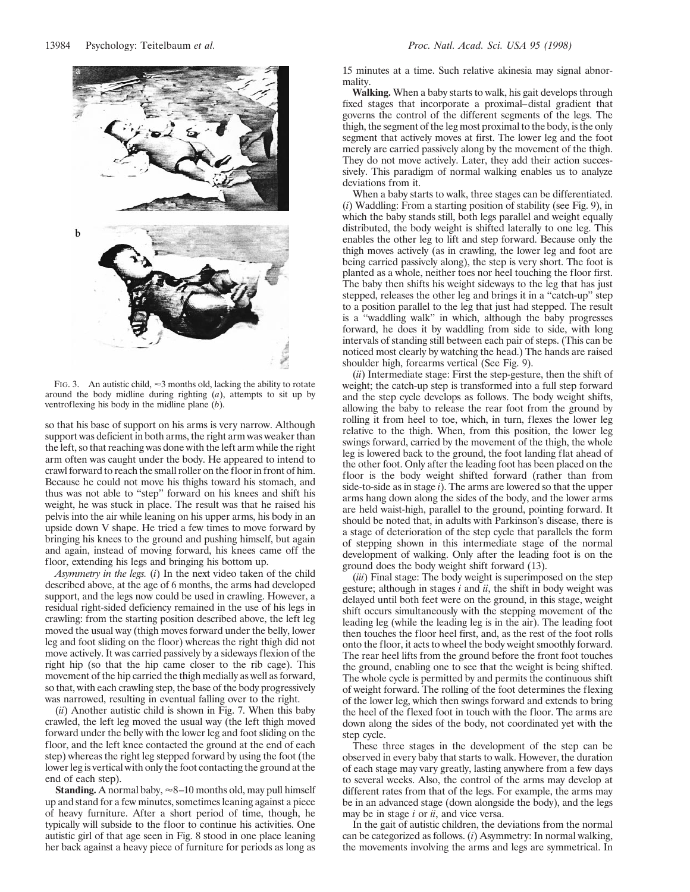FIG. 3. An autistic child, ≈3 months old, lacking the ability to rotate around the body midline during righting (*a*), attempts to sit up by ventroflexing his body in the midline plane (*b*).

so that his base of support on his arms is very narrow. Although support was deficient in both arms, the right arm was weaker than the left, so that reaching was done with the left arm while the right arm often was caught under the body. He appeared to intend to crawl forward to reach the small roller on the floor in front of him. Because he could not move his thighs toward his stomach, and thus was not able to "step" forward on his knees and shift his weight, he was stuck in place. The result was that he raised his pelvis into the air while leaning on his upper arms, his body in an upside down V shape. He tried a few times to move forward by bringing his knees to the ground and pushing himself, but again and again, instead of moving forward, his knees came off the floor, extending his legs and bringing his bottom up.

*Asymmetry in the legs.* (*i*) In the next video taken of the child described above, at the age of 6 months, the arms had developed support, and the legs now could be used in crawling. However, a residual right-sided deficiency remained in the use of his legs in crawling: from the starting position described above, the left leg moved the usual way (thigh moves forward under the belly, lower leg and foot sliding on the floor) whereas the right thigh did not move actively. It was carried passively by a sideways flexion of the right hip (so that the hip came closer to the rib cage). This movement of the hip carried the thigh medially as well as forward, so that, with each crawling step, the base of the body progressively was narrowed, resulting in eventual falling over to the right.

(*ii*) Another autistic child is shown in Fig. 7. When this baby crawled, the left leg moved the usual way (the left thigh moved forward under the belly with the lower leg and foot sliding on the floor, and the left knee contacted the ground at the end of each step) whereas the right leg stepped forward by using the foot (the lower leg is vertical with only the foot contacting the ground at the end of each step).

**Standing.** A normal baby, ≈8–10 months old, may pull himself up and stand for a few minutes, sometimes leaning against a piece of heavy furniture. After a short period of time, though, he typically will subside to the floor to continue his activities. One autistic girl of that age seen in Fig. 8 stood in one place leaning her back against a heavy piece of furniture for periods as long as 15 minutes at a time. Such relative akinesia may signal abnormality.

**Walking.** When a baby starts to walk, his gait develops through fixed stages that incorporate a proximal–distal gradient that governs the control of the different segments of the legs. The thigh, the segment of the leg most proximal to the body, is the only segment that actively moves at first. The lower leg and the foot merely are carried passively along by the movement of the thigh. They do not move actively. Later, they add their action successively. This paradigm of normal walking enables us to analyze deviations from it.

When a baby starts to walk, three stages can be differentiated. (*i*) Waddling: From a starting position of stability (see Fig. 9), in which the baby stands still, both legs parallel and weight equally distributed, the body weight is shifted laterally to one leg. This enables the other leg to lift and step forward. Because only the thigh moves actively (as in crawling, the lower leg and foot are being carried passively along), the step is very short. The foot is planted as a whole, neither toes nor heel touching the floor first. The baby then shifts his weight sideways to the leg that has just stepped, releases the other leg and brings it in a "catch-up" step to a position parallel to the leg that just had stepped. The result is a "waddling walk" in which, although the baby progresses forward, he does it by waddling from side to side, with long intervals of standing still between each pair of steps. (This can be noticed most clearly by watching the head.) The hands are raised shoulder high, forearms vertical (See Fig. 9).

(*ii*) Intermediate stage: First the step-gesture, then the shift of weight; the catch-up step is transformed into a full step forward and the step cycle develops as follows. The body weight shifts, allowing the baby to release the rear foot from the ground by rolling it from heel to toe, which, in turn, flexes the lower leg relative to the thigh. When, from this position, the lower leg swings forward, carried by the movement of the thigh, the whole leg is lowered back to the ground, the foot landing flat ahead of the other foot. Only after the leading foot has been placed on the floor is the body weight shifted forward (rather than from side-to-side as in stage *i*). The arms are lowered so that the upper arms hang down along the sides of the body, and the lower arms are held waist-high, parallel to the ground, pointing forward. It should be noted that, in adults with Parkinson's disease, there is a stage of deterioration of the step cycle that parallels the form of stepping shown in this intermediate stage of the normal development of walking. Only after the leading foot is on the ground does the body weight shift forward (13).

(*iii*) Final stage: The body weight is superimposed on the step gesture; although in stages *i* and *ii*, the shift in body weight was delayed until both feet were on the ground, in this stage, weight shift occurs simultaneously with the stepping movement of the leading leg (while the leading leg is in the air). The leading foot then touches the floor heel first, and, as the rest of the foot rolls onto the floor, it acts to wheel the body weight smoothly forward. The rear heel lifts from the ground before the front foot touches the ground, enabling one to see that the weight is being shifted. The whole cycle is permitted by and permits the continuous shift of weight forward. The rolling of the foot determines the flexing of the lower leg, which then swings forward and extends to bring the heel of the flexed foot in touch with the floor. The arms are down along the sides of the body, not coordinated yet with the step cycle.

These three stages in the development of the step can be observed in every baby that starts to walk. However, the duration of each stage may vary greatly, lasting anywhere from a few days to several weeks. Also, the control of the arms may develop at different rates from that of the legs. For example, the arms may be in an advanced stage (down alongside the body), and the legs may be in stage *i* or *ii*, and vice versa.

In the gait of autistic children, the deviations from the normal can be categorized as follows. (*i*) Asymmetry: In normal walking, the movements involving the arms and legs are symmetrical. In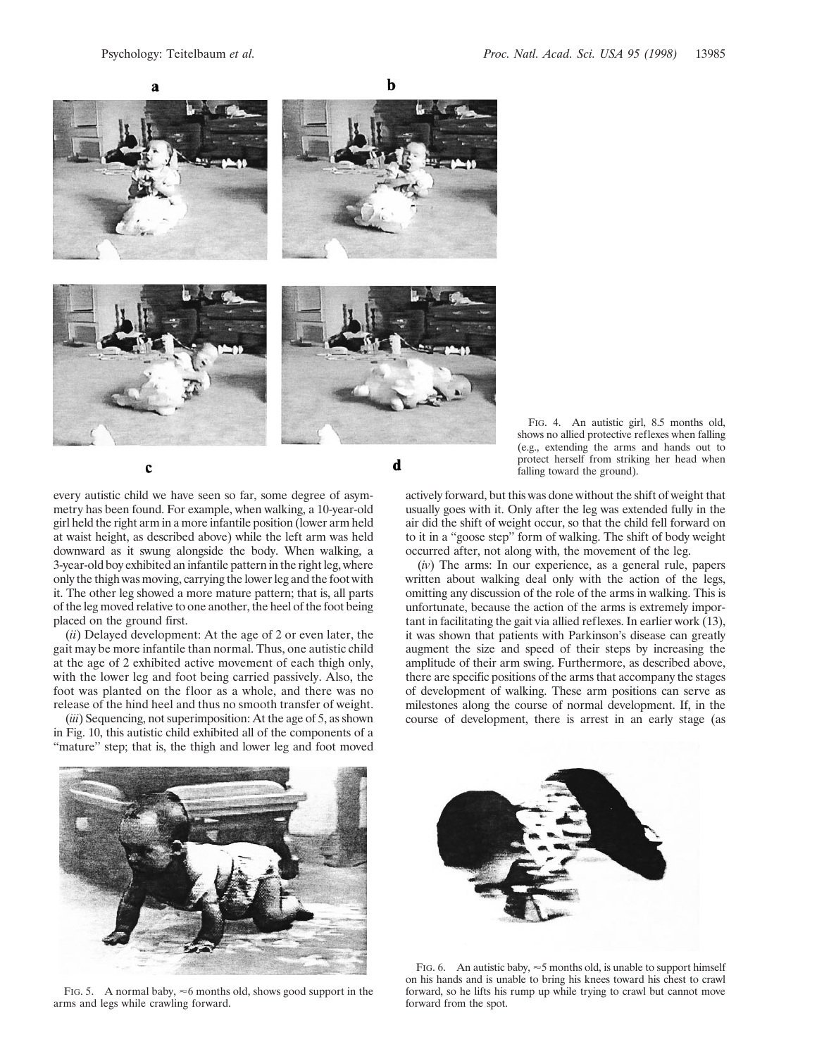a

b

c

d

FIG. 4. An autistic girl, 8.5 months old, shows no allied protective reflexes when falling (e.g., extending the arms and hands out to protect herself from striking her head when falling toward the ground).

every autistic child we have seen so far, some degree of asymmetry has been found. For example, when walking, a 10-year-old girl held the right arm in a more infantile position (lower arm held at waist height, as described above) while the left arm was held downward as it swung alongside the body. When walking, a 3-year-old boy exhibited an infantile pattern in the right leg, where only the thigh was moving, carrying the lower leg and the foot with it. The other leg showed a more mature pattern; that is, all parts of the leg moved relative to one another, the heel of the foot being placed on the ground first.

(*ii*) Delayed development: At the age of 2 or even later, the gait may be more infantile than normal. Thus, one autistic child at the age of 2 exhibited active movement of each thigh only, with the lower leg and foot being carried passively. Also, the foot was planted on the floor as a whole, and there was no release of the hind heel and thus no smooth transfer of weight.

(*iii*) Sequencing, not superimposition: At the age of 5, as shown in Fig. 10, this autistic child exhibited all of the components of a "mature" step; that is, the thigh and lower leg and foot moved actively forward, but this was done without the shift of weight that usually goes with it. Only after the leg was extended fully in the air did the shift of weight occur, so that the child fell forward on to it in a "goose step" form of walking. The shift of body weight occurred after, not along with, the movement of the leg.

(*iv*) The arms: In our experience, as a general rule, papers written about walking deal only with the action of the legs, omitting any discussion of the role of the arms in walking. This is unfortunate, because the action of the arms is extremely important in facilitating the gait via allied reflexes. In earlier work (13), it was shown that patients with Parkinson's disease can greatly augment the size and speed of their steps by increasing the amplitude of their arm swing. Furthermore, as described above, there are specific positions of the arms that accompany the stages of development of walking. These arm positions can serve as milestones along the course of normal development. If, in the course of development, there is arrest in an early stage (as

FIG. 5. A normal baby, ≈6 months old, shows good support in the arms and legs while crawling forward.

FIG. 6. An autistic baby, ≈5 months old, is unable to support himself on his hands and is unable to bring his knees toward his chest to crawl forward, so he lifts his rump up while trying to crawl but cannot move forward from the spot.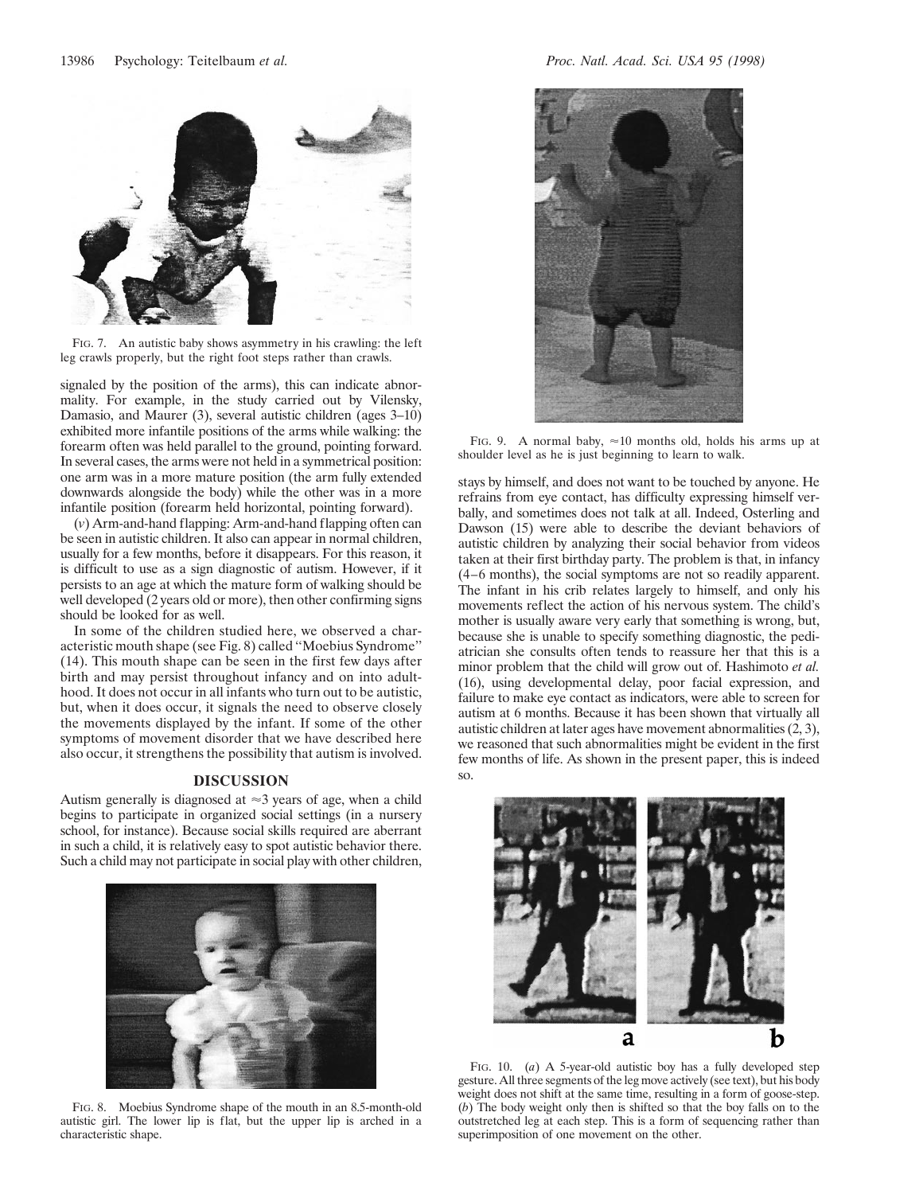FIG. 7. An autistic baby shows asymmetry in his crawling: the left leg crawls properly, but the right foot steps rather than crawls.

signaled by the position of the arms), this can indicate abnormality. For example, in the study carried out by Vilensky, Damasio, and Maurer (3), several autistic children (ages 3–10) exhibited more infantile positions of the arms while walking: the forearm often was held parallel to the ground, pointing forward. In several cases, the arms were not held in a symmetrical position: one arm was in a more mature position (the arm fully extended downwards alongside the body) while the other was in a more infantile position (forearm held horizontal, pointing forward).

(*v*) Arm-and-hand flapping: Arm-and-hand flapping often can be seen in autistic children. It also can appear in normal children, usually for a few months, before it disappears. For this reason, it is difficult to use as a sign diagnostic of autism. However, if it persists to an age at which the mature form of walking should be well developed (2 years old or more), then other confirming signs should be looked for as well.

In some of the children studied here, we observed a characteristic mouth shape (see Fig. 8) called "Moebius Syndrome" (14). This mouth shape can be seen in the first few days after birth and may persist throughout infancy and on into adulthood. It does not occur in all infants who turn out to be autistic, but, when it does occur, it signals the need to observe closely the movements displayed by the infant. If some of the other symptoms of movement disorder that we have described here also occur, it strengthens the possibility that autism is involved.

## DISCUSSION

Autism generally is diagnosed at ≈3 years of age, when a child begins to participate in organized social settings (in a nursery school, for instance). Because social skills required are aberrant in such a child, it is relatively easy to spot autistic behavior there. Such a child may not participate in social play with other children, stays by himself, and does not want to be touched by anyone. He refrains from eye contact, has difficulty expressing himself verbally, and sometimes does not talk at all. Indeed, Osterling and Dawson (15) were able to describe the deviant behaviors of autistic children by analyzing their social behavior from videos taken at their first birthday party. The problem is that, in infancy (4–6 months), the social symptoms are not so readily apparent. The infant in his crib relates largely to himself, and only his movements reflect the action of his nervous system. The child's mother is usually aware very early that something is wrong, but, because she is unable to specify something diagnostic, the pediatrician she consults often tends to reassure her that this is a minor problem that the child will grow out of. Hashimoto *et al.* (16), using developmental delay, poor facial expression, and failure to make eye contact as indicators, were able to screen for autism at 6 months. Because it has been shown that virtually all autistic children at later ages have movement abnormalities (2, 3), we reasoned that such abnormalities might be evident in the first few months of life. As shown in the present paper, this is indeed so.

FIG. 8. Moebius Syndrome shape of the mouth in an 8.5-month-old autistic girl. The lower lip is flat, but the upper lip is arched in a characteristic shape.

FIG. 9. A normal baby, ≈10 months old, holds his arms up at shoulder level as he is just beginning to learn to walk.

FIG. 10. (*a*) A 5-year-old autistic boy has a fully developed step gesture. All three segments of the leg move actively (see text), but his body weight does not shift at the same time, resulting in a form of goose-step. (*b*) The body weight only then is shifted so that the boy falls on to the outstretched leg at each step. This is a form of sequencing rather than superimposition of one movement on the other.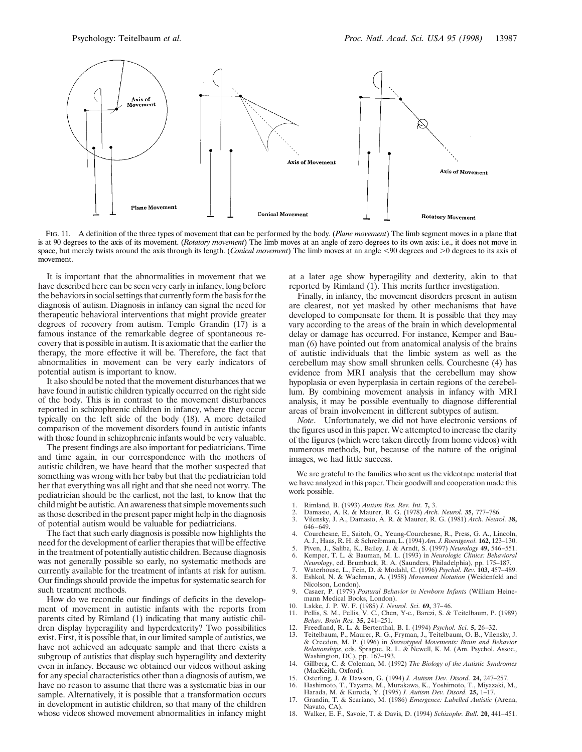Axis of Movement

Plane Movement

Axis of Movement

Conical Movement

Axis of Movement

Rotatory Movement

FIG. 11. A definition of the three types of movement that can be performed by the body. (*Plane movement*) The limb segment moves in a plane that is at 90 degrees to the axis of its movement. (*Rotatory movement*) The limb moves at an angle of zero degrees to its own axis: i.e., it does not move in space, but merely twists around the axis through its length. (*Conical movement*) The limb moves at an angle <90 degrees and >0 degrees to its axis of movement.

It is important that the abnormalities in movement that we have described here can be seen very early in infancy, long before the behaviors in social settings that currently form the basis for the diagnosis of autism. Diagnosis in infancy can signal the need for therapeutic behavioral interventions that might provide greater degrees of recovery from autism. Temple Grandin (17) is a famous instance of the remarkable degree of spontaneous recovery that is possible in autism. It is axiomatic that the earlier the therapy, the more effective it will be. Therefore, the fact that abnormalities in movement can be very early indicators of potential autism is important to know.

It also should be noted that the movement disturbances that we have found in autistic children typically occurred on the right side of the body. This is in contrast to the movement disturbances reported in schizophrenic children in infancy, where they occur typically on the left side of the body (18). A more detailed comparison of the movement disorders found in autistic infants with those found in schizophrenic infants would be very valuable.

The present findings are also important for pediatricians. Time and time again, in our correspondence with the mothers of autistic children, we have heard that the mother suspected that something was wrong with her baby but that the pediatrician told her that everything was all right and that she need not worry. The pediatrician should be the earliest, not the last, to know that the child might be autistic. An awareness that simple movements such as those described in the present paper might help in the diagnosis of potential autism would be valuable for pediatricians.

The fact that such early diagnosis is possible now highlights the need for the development of earlier therapies that will be effective in the treatment of potentially autistic children. Because diagnosis was not generally possible so early, no systematic methods are currently available for the treatment of infants at risk for autism. Our findings should provide the impetus for systematic search for such treatment methods.

How do we reconcile our findings of deficits in the development of movement in autistic infants with the reports from parents cited by Rimland (1) indicating that many autistic children display hyperagility and hyperdexterity? Two possibilities exist. First, it is possible that, in our limited sample of autistics, we have not achieved an adequate sample and that there exists a subgroup of autistics that display such hyperagility and dexterity even in infancy. Because we obtained our videos without asking for any special characteristics other than a diagnosis of autism, we have no reason to assume that there was a systematic bias in our sample. Alternatively, it is possible that a transformation occurs in development in autistic children, so that many of the children whose videos showed movement abnormalities in infancy might at a later age show hyperagility and dexterity, akin to that reported by Rimland (1). This merits further investigation.

Finally, in infancy, the movement disorders present in autism are clearest, not yet masked by other mechanisms that have developed to compensate for them. It is possible that they may vary according to the areas of the brain in which developmental delay or damage has occurred. For instance, Kemper and Bauman (6) have pointed out from anatomical analysis of the brains of autistic individuals that the limbic system as well as the cerebellum may show small shrunken cells. Courchesne (4) has evidence from MRI analysis that the cerebellum may show hypoplasia or even hyperplasia in certain regions of the cerebellum. By combining movement analysis in infancy with MRI analysis, it may be possible eventually to diagnose differential areas of brain involvement in different subtypes of autism.

*Note*. Unfortunately, we did not have electronic versions of the figures used in this paper. We attempted to increase the clarity of the figures (which were taken directly from home videos) with numerous methods, but, because of the nature of the original images, we had little success.

We are grateful to the families who sent us the videotape material that we have analyzed in this paper. Their goodwill and cooperation made this work possible.

1. Rimland, B. (1993) *Autism Res. Rev. Int.* **7,** 3.
2. Damasio, A. R. & Maurer, R. G. (1978) *Arch. Neurol.* **35,** 777–786.
3. Vilensky, J. A., Damasio, A. R. & Maurer, R. G. (1981) *Arch. Neurol.* **38,** 646–649.
4. Courchesne, E., Saitoh, O., Yeung-Courchesne, R., Press, G. A., Lincoln, A. J., Haas, R. H. & Schreibman, L. (1994) *Am. J. Roentgenol.* **162,** 123–130.
5. Piven, J., Saliba, K., Bailey, J. & Arndt, S. (1997) *Neurology* **49,** 546–551.
6. Kemper, T. L. & Bauman, M. L. (1993) in *Neurologic Clinics: Behavioral Neurology*, ed. Brumback, R. A. (Saunders, Philadelphia), pp. 175–187.
7. Waterhouse, L., Fein, D. & Modahl, C. (1996) *Psychol. Rev.* **103,** 457–489.
8. Eshkol, N. & Wachman, A. (1958) *Movement Notation* (Weidenfeld and Nicolson, London).
9. Casaer, P. (1979) *Postural Behavior in Newborn Infants* (William Heinemann Medical Books, London).
10. Lakke, J. P. W. F. (1985) *J. Neurol. Sci.* **69,** 37–46.
11. Pellis, S. M., Pellis, V. C., Chen, Y-c., Barczi, S. & Teitelbaum, P. (1989) *Behav. Brain Res.* **35,** 241–251.
12. Freedland, R. L. & Bertenthal, B. I. (1994) *Psychol. Sci.* **5,** 26–32.
13. Teitelbaum, P., Maurer, R. G., Fryman, J., Teitelbaum, O. B., Vilensky, J. & Creedon, M. P. (1996) in *Stereotyped Movements: Brain and Behavior Relationships*, eds. Sprague, R. L. & Newell, K. M. (Am. Psychol. Assoc., Washington, DC), pp. 167–193.
14. Gillberg, C. & Coleman, M. (1992) *The Biology of the Autistic Syndromes* (MacKeith, Oxford).
15. Osterling, J. & Dawson, G. (1994) *J. Autism Dev. Disord.* **24,** 247–257.
16. Hashimoto, T., Tayama, M., Murakawa, K., Yoshimoto, T., Miyazaki, M., Harada, M. & Kuroda, Y. (1995) *J. Autism Dev. Disord.* **25,** 1–17.
17. Grandin, T. & Scariano, M. (1986) *Emergence: Labelled Autistic* (Arena, Navato, CA).
18. Walker, E. F., Savoie, T. & Davis, D. (1994) *Schizophr. Bull.* **20,** 441–451.